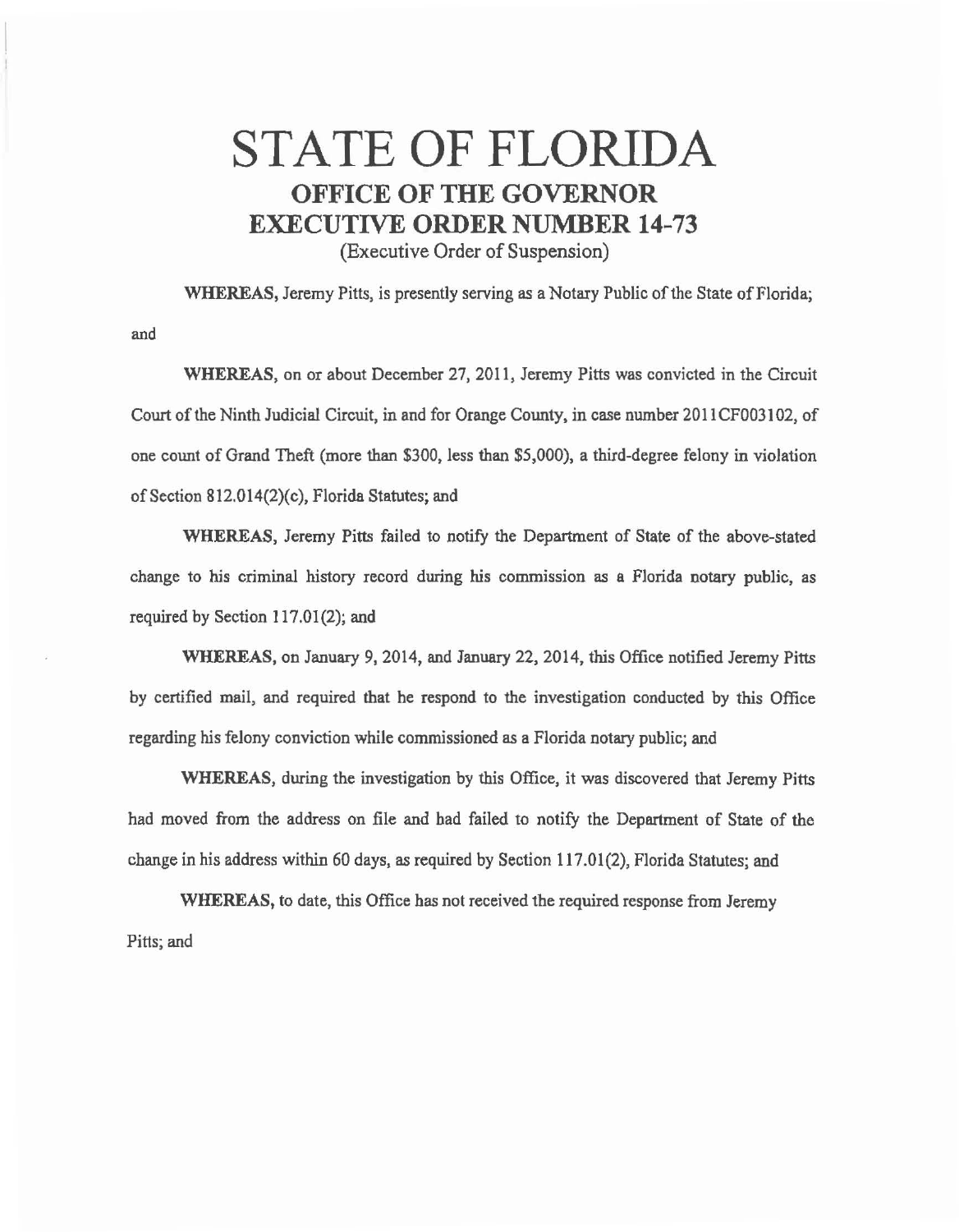# STATE OF FLORIDA

## OFFICE OF THE GOVERNOR

## EXECUTIVE ORDER NUMBER 14-73

(Executive Order of Suspension)

**WHEREAS,** Jeremy Pitts, is presently serving as a Notary Public of the State of Florida; and

**WHEREAS,** on or about December 27, 2011, Jeremy Pitts was convicted in the Circuit Court of the Ninth Judicial Circuit, in and for Orange County, in case number 2011CF003102, of one count of Grand Theft (more than $300, less than $5,000), a third-degree felony in violation of Section 812.014(2)(c), Florida Statutes; and

**WHEREAS,** Jeremy Pitts failed to notify the Department of State of the above-stated change to his criminal history record during his commission as a Florida notary public, as required by Section 117.01(2); and

**WHEREAS,** on January 9, 2014, and January 22, 2014, this Office notified Jeremy Pitts by certified mail, and required that he respond to the investigation conducted by this Office regarding his felony conviction while commissioned as a Florida notary public; and

**WHEREAS,** during the investigation by this Office, it was discovered that Jeremy Pitts had moved from the address on file and had failed to notify the Department of State of the change in his address within 60 days, as required by Section 117.01(2), Florida Statutes; and

**WHEREAS,** to date, this Office has not received the required response from Jeremy Pitts; and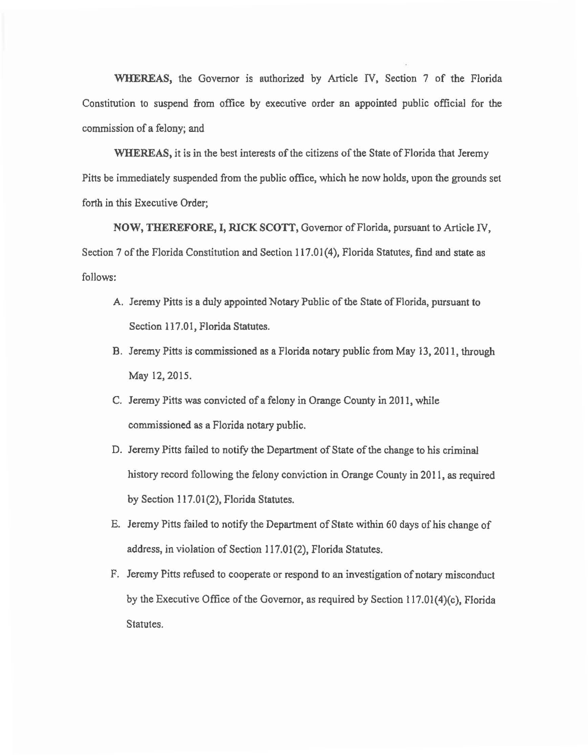**WHEREAS,** the Governor is authorized by Article IV, Section 7 of the Florida Constitution to suspend from office by executive order an appointed public official for the commission of a felony; and

**WHEREAS,** it is in the best interests of the citizens of the State of Florida that Jeremy Pitts be immediately suspended from the public office, which he now holds, upon the grounds set forth in this Executive Order;

**NOW, THEREFORE, I, RICK SCOTT,** Governor of Florida, pursuant to Article IV, Section 7 of the Florida Constitution and Section 117.01(4), Florida Statutes, find and state as follows:

A. Jeremy Pitts is a duly appointed Notary Public of the State of Florida, pursuant to Section 117.01, Florida Statutes.

B. Jeremy Pitts is commissioned as a Florida notary public from May 13, 2011, through May 12, 2015.

C. Jeremy Pitts was convicted of a felony in Orange County in 2011, while commissioned as a Florida notary public.

D. Jeremy Pitts failed to notify the Department of State of the change to his criminal history record following the felony conviction in Orange County in 2011, as required by Section 117.01(2), Florida Statutes.

E. Jeremy Pitts failed to notify the Department of State within 60 days of his change of address, in violation of Section 117.01(2), Florida Statutes.

F. Jeremy Pitts refused to cooperate or respond to an investigation of notary misconduct by the Executive Office of the Governor, as required by Section 117.01(4)(c), Florida Statutes.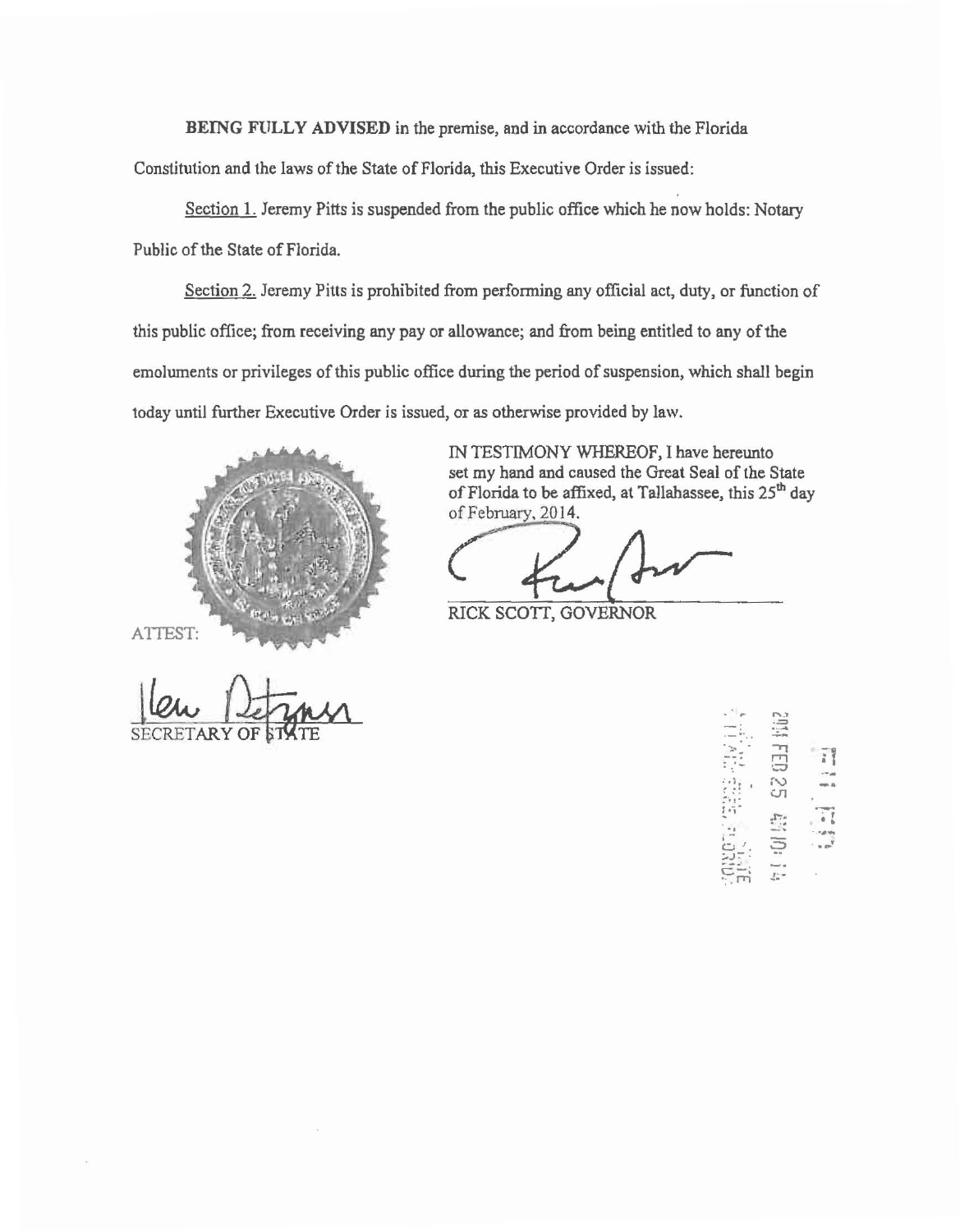**BEING FULLY ADVISED** in the premise, and in accordance with the Florida Constitution and the laws of the State of Florida, this Executive Order is issued:

Section 1. Jeremy Pitts is suspended from the public office which he now holds: Notary Public of the State of Florida.

Section 2. Jeremy Pitts is prohibited from performing any official act, duty, or function of this public office; from receiving any pay or allowance; and from being entitled to any of the emoluments or privileges of this public office during the period of suspension, which shall begin today until further Executive Order is issued, or as otherwise provided by law.

IN TESTIMONY WHEREOF, I have hereunto set my hand and caused the Great Seal of the State of Florida to be affixed, at Tallahassee, this 25th day of February, 2014.

RICK SCOTT, GOVERNOR

ATTEST:

SECRETARY OF STATE

FILED

2014 FEB 25 AM 10:14

SECRETARY OF STATE
TALLAHASSEE, FLORIDA